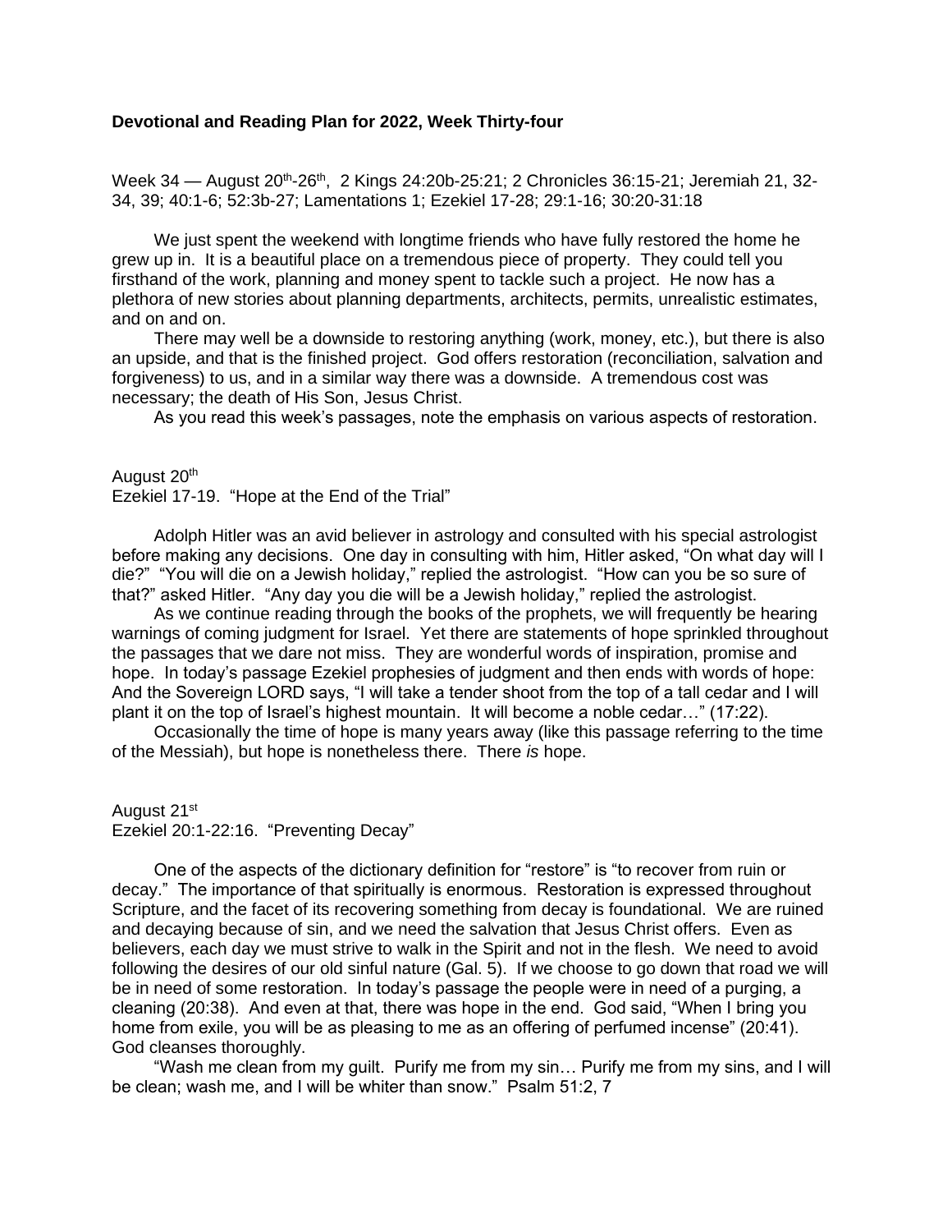**Devotional and Reading Plan for 2022, Week Thirty-four**

Week 34 — August 20th-26th, 2 Kings 24:20b-25:21; 2 Chronicles 36:15-21; Jeremiah 21, 32-34, 39; 40:1-6; 52:3b-27; Lamentations 1; Ezekiel 17-28; 29:1-16; 30:20-31:18

We just spent the weekend with longtime friends who have fully restored the home he grew up in. It is a beautiful place on a tremendous piece of property. They could tell you firsthand of the work, planning and money spent to tackle such a project. He now has a plethora of new stories about planning departments, architects, permits, unrealistic estimates, and on and on.

There may well be a downside to restoring anything (work, money, etc.), but there is also an upside, and that is the finished project. God offers restoration (reconciliation, salvation and forgiveness) to us, and in a similar way there was a downside. A tremendous cost was necessary; the death of His Son, Jesus Christ.

As you read this week's passages, note the emphasis on various aspects of restoration.

August 20th
Ezekiel 17-19. "Hope at the End of the Trial"

Adolph Hitler was an avid believer in astrology and consulted with his special astrologist before making any decisions. One day in consulting with him, Hitler asked, "On what day will I die?" "You will die on a Jewish holiday," replied the astrologist. "How can you be so sure of that?" asked Hitler. "Any day you die will be a Jewish holiday," replied the astrologist.

As we continue reading through the books of the prophets, we will frequently be hearing warnings of coming judgment for Israel. Yet there are statements of hope sprinkled throughout the passages that we dare not miss. They are wonderful words of inspiration, promise and hope. In today's passage Ezekiel prophesies of judgment and then ends with words of hope: And the Sovereign LORD says, "I will take a tender shoot from the top of a tall cedar and I will plant it on the top of Israel's highest mountain. It will become a noble cedar…" (17:22).

Occasionally the time of hope is many years away (like this passage referring to the time of the Messiah), but hope is nonetheless there. There *is* hope.

August 21st
Ezekiel 20:1-22:16. "Preventing Decay"

One of the aspects of the dictionary definition for "restore" is "to recover from ruin or decay." The importance of that spiritually is enormous. Restoration is expressed throughout Scripture, and the facet of its recovering something from decay is foundational. We are ruined and decaying because of sin, and we need the salvation that Jesus Christ offers. Even as believers, each day we must strive to walk in the Spirit and not in the flesh. We need to avoid following the desires of our old sinful nature (Gal. 5). If we choose to go down that road we will be in need of some restoration. In today's passage the people were in need of a purging, a cleaning (20:38). And even at that, there was hope in the end. God said, "When I bring you home from exile, you will be as pleasing to me as an offering of perfumed incense" (20:41). God cleanses thoroughly.

"Wash me clean from my guilt. Purify me from my sin… Purify me from my sins, and I will be clean; wash me, and I will be whiter than snow." Psalm 51:2, 7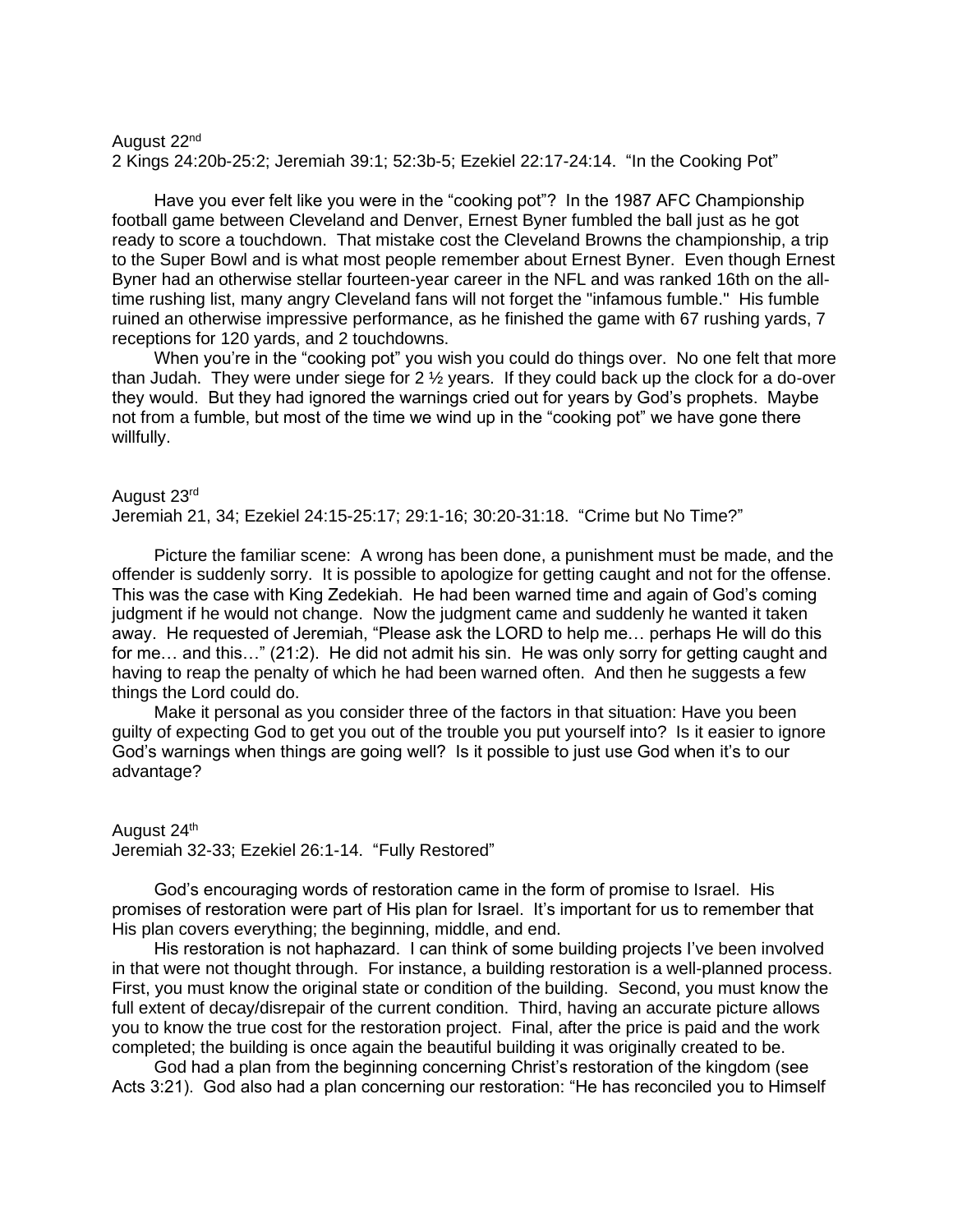August 22nd
2 Kings 24:20b-25:2; Jeremiah 39:1; 52:3b-5; Ezekiel 22:17-24:14. "In the Cooking Pot"

Have you ever felt like you were in the "cooking pot"? In the 1987 AFC Championship football game between Cleveland and Denver, Ernest Byner fumbled the ball just as he got ready to score a touchdown. That mistake cost the Cleveland Browns the championship, a trip to the Super Bowl and is what most people remember about Ernest Byner. Even though Ernest Byner had an otherwise stellar fourteen-year career in the NFL and was ranked 16th on the all-time rushing list, many angry Cleveland fans will not forget the "infamous fumble." His fumble ruined an otherwise impressive performance, as he finished the game with 67 rushing yards, 7 receptions for 120 yards, and 2 touchdowns.

When you're in the "cooking pot" you wish you could do things over. No one felt that more than Judah. They were under siege for 2 ½ years. If they could back up the clock for a do-over they would. But they had ignored the warnings cried out for years by God's prophets. Maybe not from a fumble, but most of the time we wind up in the "cooking pot" we have gone there willfully.

August 23rd
Jeremiah 21, 34; Ezekiel 24:15-25:17; 29:1-16; 30:20-31:18. "Crime but No Time?"

Picture the familiar scene: A wrong has been done, a punishment must be made, and the offender is suddenly sorry. It is possible to apologize for getting caught and not for the offense. This was the case with King Zedekiah. He had been warned time and again of God's coming judgment if he would not change. Now the judgment came and suddenly he wanted it taken away. He requested of Jeremiah, "Please ask the LORD to help me… perhaps He will do this for me… and this…" (21:2). He did not admit his sin. He was only sorry for getting caught and having to reap the penalty of which he had been warned often. And then he suggests a few things the Lord could do.

Make it personal as you consider three of the factors in that situation: Have you been guilty of expecting God to get you out of the trouble you put yourself into? Is it easier to ignore God's warnings when things are going well? Is it possible to just use God when it's to our advantage?

August 24th
Jeremiah 32-33; Ezekiel 26:1-14. "Fully Restored"

God's encouraging words of restoration came in the form of promise to Israel. His promises of restoration were part of His plan for Israel. It's important for us to remember that His plan covers everything; the beginning, middle, and end.

His restoration is not haphazard. I can think of some building projects I've been involved in that were not thought through. For instance, a building restoration is a well-planned process. First, you must know the original state or condition of the building. Second, you must know the full extent of decay/disrepair of the current condition. Third, having an accurate picture allows you to know the true cost for the restoration project. Final, after the price is paid and the work completed; the building is once again the beautiful building it was originally created to be.

God had a plan from the beginning concerning Christ's restoration of the kingdom (see Acts 3:21). God also had a plan concerning our restoration: "He has reconciled you to Himself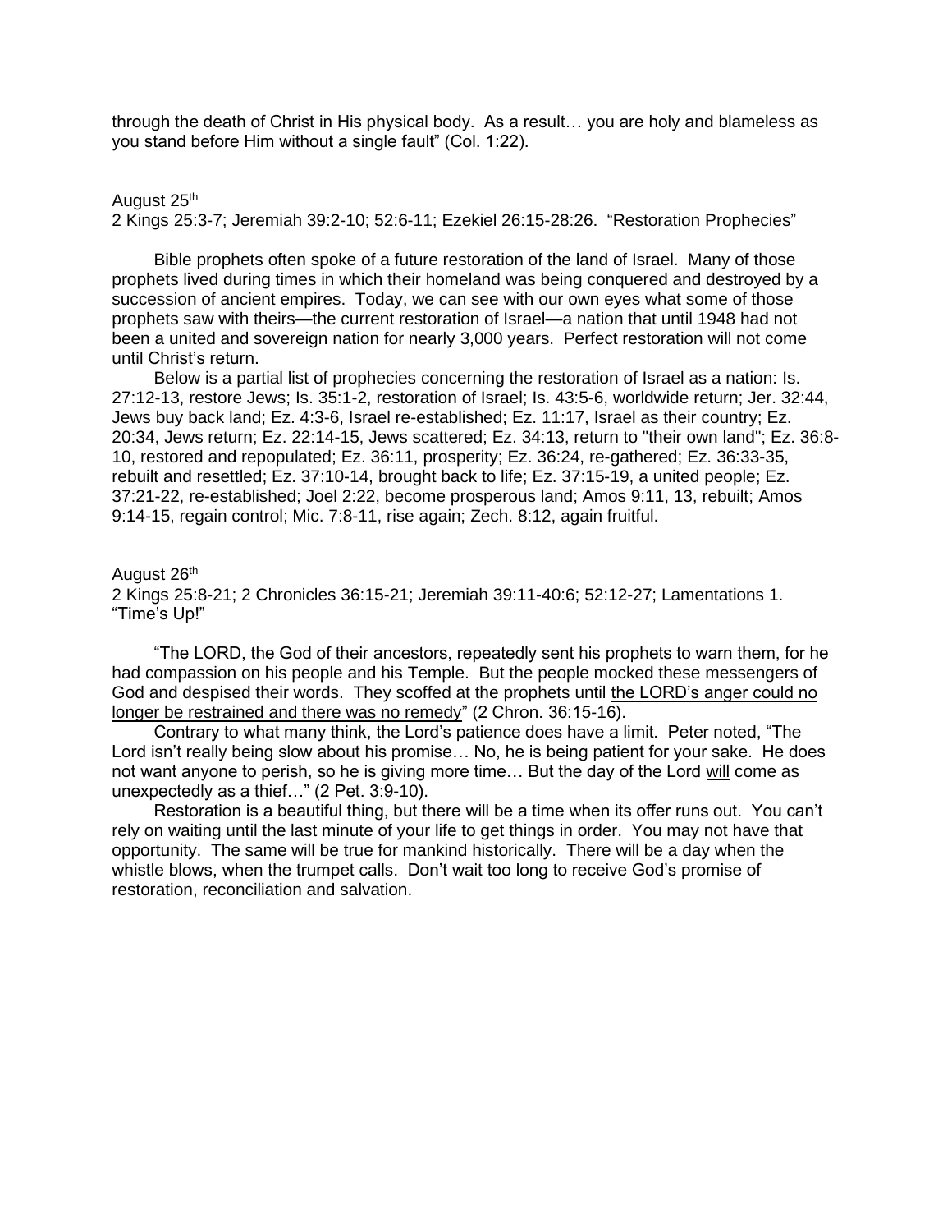through the death of Christ in His physical body. As a result… you are holy and blameless as you stand before Him without a single fault" (Col. 1:22).

August 25th

2 Kings 25:3-7; Jeremiah 39:2-10; 52:6-11; Ezekiel 26:15-28:26. "Restoration Prophecies"

Bible prophets often spoke of a future restoration of the land of Israel. Many of those prophets lived during times in which their homeland was being conquered and destroyed by a succession of ancient empires. Today, we can see with our own eyes what some of those prophets saw with theirs—the current restoration of Israel—a nation that until 1948 had not been a united and sovereign nation for nearly 3,000 years. Perfect restoration will not come until Christ's return.

Below is a partial list of prophecies concerning the restoration of Israel as a nation: Is. 27:12-13, restore Jews; Is. 35:1-2, restoration of Israel; Is. 43:5-6, worldwide return; Jer. 32:44, Jews buy back land; Ez. 4:3-6, Israel re-established; Ez. 11:17, Israel as their country; Ez. 20:34, Jews return; Ez. 22:14-15, Jews scattered; Ez. 34:13, return to "their own land"; Ez. 36:8-10, restored and repopulated; Ez. 36:11, prosperity; Ez. 36:24, re-gathered; Ez. 36:33-35, rebuilt and resettled; Ez. 37:10-14, brought back to life; Ez. 37:15-19, a united people; Ez. 37:21-22, re-established; Joel 2:22, become prosperous land; Amos 9:11, 13, rebuilt; Amos 9:14-15, regain control; Mic. 7:8-11, rise again; Zech. 8:12, again fruitful.

August 26th

2 Kings 25:8-21; 2 Chronicles 36:15-21; Jeremiah 39:11-40:6; 52:12-27; Lamentations 1. "Time's Up!"

"The LORD, the God of their ancestors, repeatedly sent his prophets to warn them, for he had compassion on his people and his Temple. But the people mocked these messengers of God and despised their words. They scoffed at the prophets until <u>the LORD's anger could no longer be restrained and there was no remedy</u>" (2 Chron. 36:15-16).

Contrary to what many think, the Lord's patience does have a limit. Peter noted, "The Lord isn't really being slow about his promise… No, he is being patient for your sake. He does not want anyone to perish, so he is giving more time… But the day of the Lord <u>will</u> come as unexpectedly as a thief…" (2 Pet. 3:9-10).

Restoration is a beautiful thing, but there will be a time when its offer runs out. You can't rely on waiting until the last minute of your life to get things in order. You may not have that opportunity. The same will be true for mankind historically. There will be a day when the whistle blows, when the trumpet calls. Don't wait too long to receive God's promise of restoration, reconciliation and salvation.